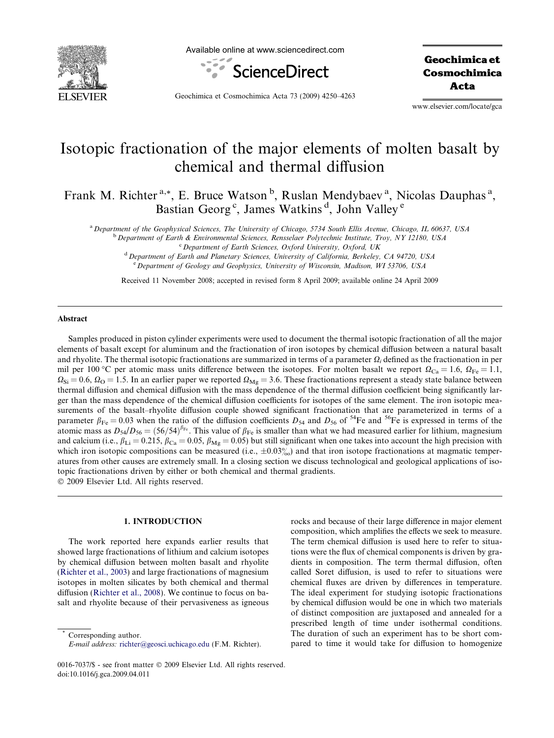# Isotopic fractionation of the major elements of molten basalt by chemical and thermal diffusion

Frank M. Richter[a,*], E. Bruce Watson[b], Ruslan Mendybaev[a], Nicolas Dauphas[a], Bastian Georg[c], James Watkins[d], John Valley[e]

[a] Department of the Geophysical Sciences, The University of Chicago, 5734 South Ellis Avenue, Chicago, IL 60637, USA

[b] Department of Earth & Environmental Sciences, Rensselaer Polytechnic Institute, Troy, NY 12180, USA

[c] Department of Earth Sciences, Oxford University, Oxford, UK

[d] Department of Earth and Planetary Sciences, University of California, Berkeley, CA 94720, USA

[e] Department of Geology and Geophysics, University of Wisconsin, Madison, WI 53706, USA

Received 11 November 2008; accepted in revised form 8 April 2009; available online 24 April 2009

## Abstract

Samples produced in piston cylinder experiments were used to document the thermal isotopic fractionation of all the major elements of basalt except for aluminum and the fractionation of iron isotopes by chemical diffusion between a natural basalt and rhyolite. The thermal isotopic fractionations are summarized in terms of a parameter $\Omega_i$ defined as the fractionation in per mil per 100 °C per atomic mass units difference between the isotopes. For molten basalt we report $\Omega_{Ca} = 1.6$, $\Omega_{Fe} = 1.1$, $\Omega_{Si} = 0.6$, $\Omega_{O} = 1.5$. In an earlier paper we reported $\Omega_{Mg} = 3.6$. These fractionations represent a steady state balance between thermal diffusion and chemical diffusion with the mass dependence of the thermal diffusion coefficient being significantly larger than the mass dependence of the chemical diffusion coefficients for isotopes of the same element. The iron isotopic measurements of the basalt–rhyolite diffusion couple showed significant fractionation that are parameterized in terms of a parameter $\beta_{Fe} = 0.03$ when the ratio of the diffusion coefficients $D_{54}$ and $D_{56}$ of $^{54}Fe$ and $^{56}Fe$ is expressed in terms of the atomic mass as $D_{54}/D_{56} = (56/54)^{\beta_{Fe}}$. This value of $\beta_{Fe}$ is smaller than what we had measured earlier for lithium, magnesium and calcium (i.e., $\beta_{Li} = 0.215$, $\beta_{Ca} = 0.05$, $\beta_{Mg} = 0.05$) but still significant when one takes into account the high precision with which iron isotopic compositions can be measured (i.e., ±0.03‰) and that iron isotope fractionations at magmatic temperatures from other causes are extremely small. In a closing section we discuss technological and geological applications of isotopic fractionations driven by either or both chemical and thermal gradients.

© 2009 Elsevier Ltd. All rights reserved.

## 1. INTRODUCTION

The work reported here expands earlier results that showed large fractionations of lithium and calcium isotopes by chemical diffusion between molten basalt and rhyolite (Richter et al., 2003) and large fractionations of magnesium isotopes in molten silicates by both chemical and thermal diffusion (Richter et al., 2008). We continue to focus on basalt and rhyolite because of their pervasiveness as igneous rocks and because of their large difference in major element composition, which amplifies the effects we seek to measure. The term chemical diffusion is used here to refer to situations were the flux of chemical components is driven by gradients in composition. The term thermal diffusion, often called Soret diffusion, is used to refer to situations were chemical fluxes are driven by differences in temperature. The ideal experiment for studying isotopic fractionations by chemical diffusion would be one in which two materials of distinct composition are juxtaposed and annealed for a prescribed length of time under isothermal conditions. The duration of such an experiment has to be short compared to time it would take for diffusion to homogenize

\* Corresponding author.
E-mail address: richter@geosci.uchicago.edu (F.M. Richter).

0016-7037/$ - see front matter © 2009 Elsevier Ltd. All rights reserved.
doi:10.1016/j.gca.2009.04.011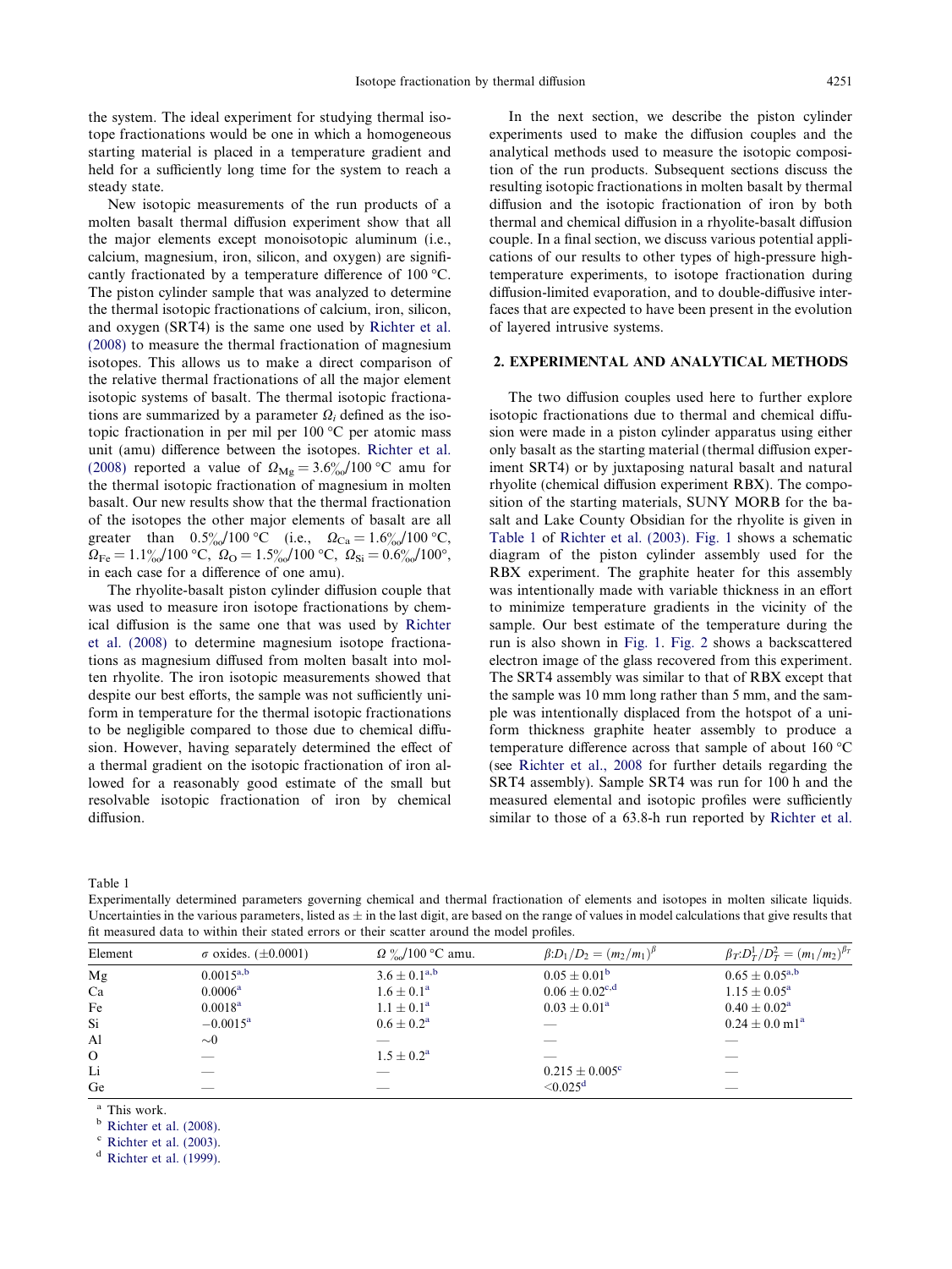the system. The ideal experiment for studying thermal isotope fractionations would be one in which a homogeneous starting material is placed in a temperature gradient and held for a sufficiently long time for the system to reach a steady state.

New isotopic measurements of the run products of a molten basalt thermal diffusion experiment show that all the major elements except monoisotopic aluminum (i.e., calcium, magnesium, iron, silicon, and oxygen) are significantly fractionated by a temperature difference of 100 °C. The piston cylinder sample that was analyzed to determine the thermal isotopic fractionations of calcium, iron, silicon, and oxygen (SRT4) is the same one used by Richter et al. (2008) to measure the thermal fractionation of magnesium isotopes. This allows us to make a direct comparison of the relative thermal fractionations of all the major element isotopic systems of basalt. The thermal isotopic fractionations are summarized by a parameter $\Omega_i$ defined as the isotopic fractionation in per mil per 100 °C per atomic mass unit (amu) difference between the isotopes. Richter et al. (2008) reported a value of $\Omega_{Mg} = 3.6‰/100\ °C$ amu for the thermal isotopic fractionation of magnesium in molten basalt. Our new results show that the thermal fractionation of the isotopes the other major elements of basalt are all greater than 0.5‰/100 °C (i.e., $\Omega_{Ca} = 1.6‰/100\ °C$, $\Omega_{Fe} = 1.1‰/100\ °C$, $\Omega_{O} = 1.5‰/100\ °C$, $\Omega_{Si} = 0.6‰/100°$, in each case for a difference of one amu).

The rhyolite-basalt piston cylinder diffusion couple that was used to measure iron isotope fractionations by chemical diffusion is the same one that was used by Richter et al. (2008) to determine magnesium isotope fractionations as magnesium diffused from molten basalt into molten rhyolite. The iron isotopic measurements showed that despite our best efforts, the sample was not sufficiently uniform in temperature for the thermal isotopic fractionations to be negligible compared to those due to chemical diffusion. However, having separately determined the effect of a thermal gradient on the isotopic fractionation of iron allowed for a reasonably good estimate of the small but resolvable isotopic fractionation of iron by chemical diffusion.

In the next section, we describe the piston cylinder experiments used to make the diffusion couples and the analytical methods used to measure the isotopic composition of the run products. Subsequent sections discuss the resulting isotopic fractionations in molten basalt by thermal diffusion and the isotopic fractionation of iron by both thermal and chemical diffusion in a rhyolite-basalt diffusion couple. In a final section, we discuss various potential applications of our results to other types of high-pressure high-temperature experiments, to isotope fractionation during diffusion-limited evaporation, and to double-diffusive interfaces that are expected to have been present in the evolution of layered intrusive systems.

## 2. EXPERIMENTAL AND ANALYTICAL METHODS

The two diffusion couples used here to further explore isotopic fractionations due to thermal and chemical diffusion were made in a piston cylinder apparatus using either only basalt as the starting material (thermal diffusion experiment SRT4) or by juxtaposing natural basalt and natural rhyolite (chemical diffusion experiment RBX). The composition of the starting materials, SUNY MORB for the basalt and Lake County Obsidian for the rhyolite is given in Table 1 of Richter et al. (2003). Fig. 1 shows a schematic diagram of the piston cylinder assembly used for the RBX experiment. The graphite heater for this assembly was intentionally made with variable thickness in an effort to minimize temperature gradients in the vicinity of the sample. Our best estimate of the temperature during the run is also shown in Fig. 1. Fig. 2 shows a backscattered electron image of the glass recovered from this experiment. The SRT4 assembly was similar to that of RBX except that the sample was 10 mm long rather than 5 mm, and the sample was intentionally displaced from the hotspot of a uniform thickness graphite heater assembly to produce a temperature difference across that sample of about 160 °C (see Richter et al., 2008 for further details regarding the SRT4 assembly). Sample SRT4 was run for 100 h and the measured elemental and isotopic profiles were sufficiently similar to those of a 63.8-h run reported by Richter et al.

Table 1
Experimentally determined parameters governing chemical and thermal fractionation of elements and isotopes in molten silicate liquids. Uncertainties in the various parameters, listed as ± in the last digit, are based on the range of values in model calculations that give results that fit measured data to within their stated errors or their scatter around the model profiles.

| Element | $\sigma$ oxides. (±0.0001) | $\Omega$ ‰/100 °C amu. | $\beta$:$D_1/D_2 = (m_2/m_1)^{\beta}$ | $\beta_T$:$D_T^1/D_T^2 = (m_1/m_2)^{\beta_T}$ |
|---|---|---|---|---|
| Mg | 0.0015[a,b] | 3.6 ± 0.1[a,b] | 0.05 ± 0.01[b] | 0.65 ± 0.05[a,b] |
| Ca | 0.0006[a] | 1.6 ± 0.1[a] | 0.06 ± 0.02[c,d] | 1.15 ± 0.05[a] |
| Fe | 0.0018[a] | 1.1 ± 0.1[a] | 0.03 ± 0.01[a] | 0.40 ± 0.02[a] |
| Si | −0.0015[a] | 0.6 ± 0.2[a] | — | 0.24 ± 0.0 m1[a] |
| Al | ~0 | — | — | — |
| O | — | 1.5 ± 0.2[a] | — | — |
| Li | — | — | 0.215 ± 0.005[c] | — |
| Ge | — | — | <0.025[d] | — |

[a] This work.
[b] Richter et al. (2008).
[c] Richter et al. (2003).
[d] Richter et al. (1999).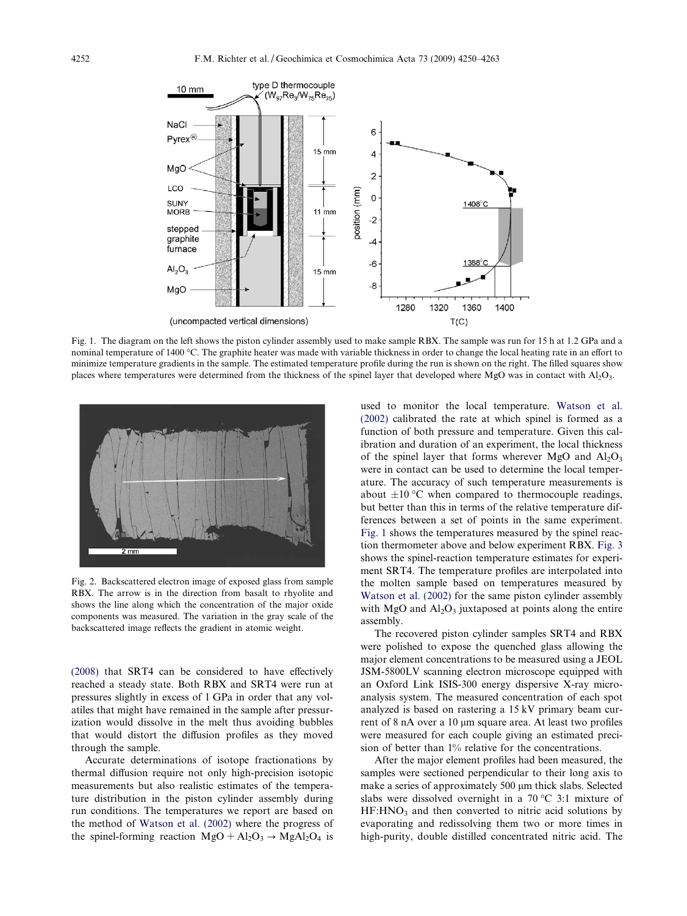Fig. 1. The diagram on the left shows the piston cylinder assembly used to make sample RBX. The sample was run for 15 h at 1.2 GPa and a nominal temperature of 1400 °C. The graphite heater was made with variable thickness in order to change the local heating rate in an effort to minimize temperature gradients in the sample. The estimated temperature profile during the run is shown on the right. The filled squares show places where temperatures were determined from the thickness of the spinel layer that developed where MgO was in contact with $Al_2O_3$.

Fig. 2. Backscattered electron image of exposed glass from sample RBX. The arrow is in the direction from basalt to rhyolite and shows the line along which the concentration of the major oxide components was measured. The variation in the gray scale of the backscattered image reflects the gradient in atomic weight.

(2008) that SRT4 can be considered to have effectively reached a steady state. Both RBX and SRT4 were run at pressures slightly in excess of 1 GPa in order that any volatiles that might have remained in the sample after pressurization would dissolve in the melt thus avoiding bubbles that would distort the diffusion profiles as they moved through the sample.

Accurate determinations of isotope fractionations by thermal diffusion require not only high-precision isotopic measurements but also realistic estimates of the temperature distribution in the piston cylinder assembly during run conditions. The temperatures we report are based on the method of Watson et al. (2002) where the progress of the spinel-forming reaction $MgO + Al_2O_3 \rightarrow MgAl_2O_4$ is used to monitor the local temperature. Watson et al. (2002) calibrated the rate at which spinel is formed as a function of both pressure and temperature. Given this calibration and duration of an experiment, the local thickness of the spinel layer that forms wherever MgO and $Al_2O_3$ were in contact can be used to determine the local temperature. The accuracy of such temperature measurements is about $\pm 10$ °C when compared to thermocouple readings, but better than this in terms of the relative temperature differences between a set of points in the same experiment. Fig. 1 shows the temperatures measured by the spinel reaction thermometer above and below experiment RBX. Fig. 3 shows the spinel-reaction temperature estimates for experiment SRT4. The temperature profiles are interpolated into the molten sample based on temperatures measured by Watson et al. (2002) for the same piston cylinder assembly with MgO and $Al_2O_3$ juxtaposed at points along the entire assembly.

The recovered piston cylinder samples SRT4 and RBX were polished to expose the quenched glass allowing the major element concentrations to be measured using a JEOL JSM-5800LV scanning electron microscope equipped with an Oxford Link ISIS-300 energy dispersive X-ray microanalysis system. The measured concentration of each spot analyzed is based on rastering a 15 kV primary beam current of 8 nA over a 10 μm square area. At least two profiles were measured for each couple giving an estimated precision of better than 1% relative for the concentrations.

After the major element profiles had been measured, the samples were sectioned perpendicular to their long axis to make a series of approximately 500 μm thick slabs. Selected slabs were dissolved overnight in a 70 °C 3:1 mixture of $HF:HNO_3$ and then converted to nitric acid solutions by evaporating and redissolving them two or more times in high-purity, double distilled concentrated nitric acid. The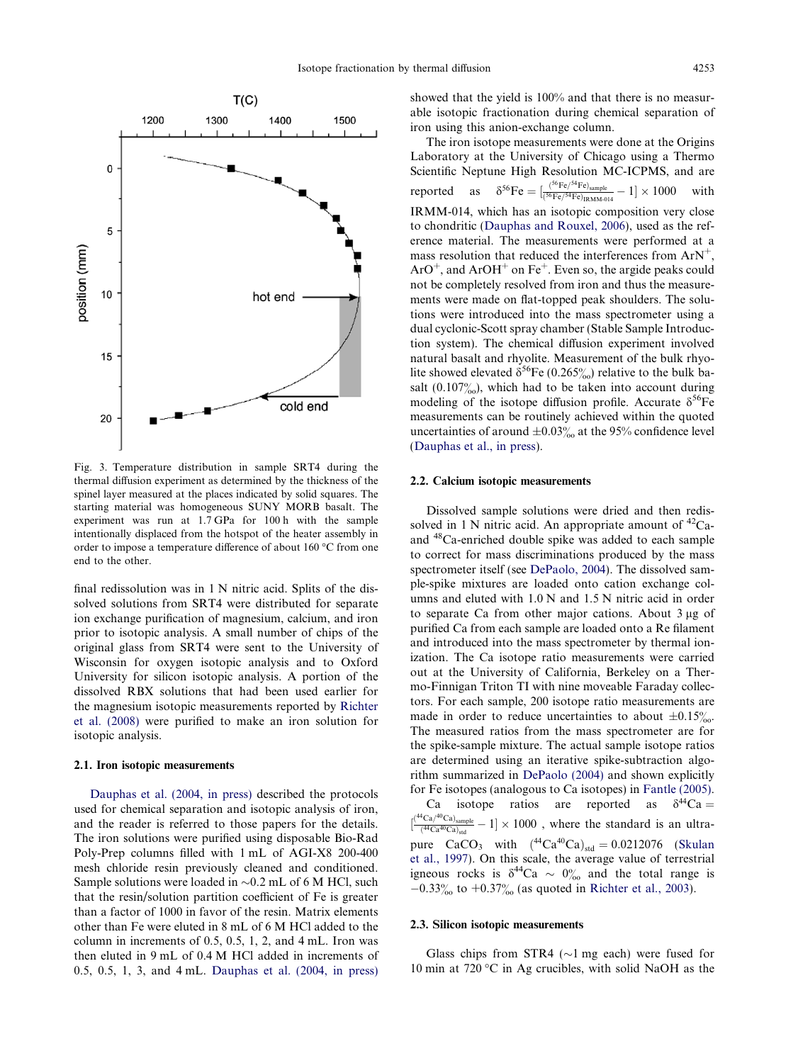Fig. 3. Temperature distribution in sample SRT4 during the thermal diffusion experiment as determined by the thickness of the spinel layer measured at the places indicated by solid squares. The starting material was homogeneous SUNY MORB basalt. The experiment was run at 1.7 GPa for 100 h with the sample intentionally displaced from the hotspot of the heater assembly in order to impose a temperature difference of about 160 °C from one end to the other.

final redissolution was in 1 N nitric acid. Splits of the dissolved solutions from SRT4 were distributed for separate ion exchange purification of magnesium, calcium, and iron prior to isotopic analysis. A small number of chips of the original glass from SRT4 were sent to the University of Wisconsin for oxygen isotopic analysis and to Oxford University for silicon isotopic analysis. A portion of the dissolved RBX solutions that had been used earlier for the magnesium isotopic measurements reported by Richter et al. (2008) were purified to make an iron solution for isotopic analysis.

### 2.1. Iron isotopic measurements

Dauphas et al. (2004, in press) described the protocols used for chemical separation and isotopic analysis of iron, and the reader is referred to those papers for the details. The iron solutions were purified using disposable Bio-Rad Poly-Prep columns filled with 1 mL of AGI-X8 200-400 mesh chloride resin previously cleaned and conditioned. Sample solutions were loaded in ~0.2 mL of 6 M HCl, such that the resin/solution partition coefficient of Fe is greater than a factor of 1000 in favor of the resin. Matrix elements other than Fe were eluted in 8 mL of 6 M HCl added to the column in increments of 0.5, 0.5, 1, 2, and 4 mL. Iron was then eluted in 9 mL of 0.4 M HCl added in increments of 0.5, 0.5, 1, 3, and 4 mL. Dauphas et al. (2004, in press) showed that the yield is 100% and that there is no measurable isotopic fractionation during chemical separation of iron using this anion-exchange column.

The iron isotope measurements were done at the Origins Laboratory at the University of Chicago using a Thermo Scientific Neptune High Resolution MC-ICPMS, and are reported as $\delta^{56}\text{Fe} = [\frac{(^{56}\text{Fe}/^{54}\text{Fe})_{\text{sample}}}{(^{56}\text{Fe}/^{54}\text{Fe})_{\text{IRMM-014}}} - 1] \times 1000$ with IRMM-014, which has an isotopic composition very close to chondritic (Dauphas and Rouxel, 2006), used as the reference material. The measurements were performed at a mass resolution that reduced the interferences from $\text{ArN}^+$, $\text{ArO}^+$, and $\text{ArOH}^+$ on $\text{Fe}^+$. Even so, the argide peaks could not be completely resolved from iron and thus the measurements were made on flat-topped peak shoulders. The solutions were introduced into the mass spectrometer using a dual cyclonic-Scott spray chamber (Stable Sample Introduction system). The chemical diffusion experiment involved natural basalt and rhyolite. Measurement of the bulk rhyolite showed elevated $\delta^{56}$Fe (0.265‰) relative to the bulk basalt (0.107‰), which had to be taken into account during modeling of the isotope diffusion profile. Accurate $\delta^{56}$Fe measurements can be routinely achieved within the quoted uncertainties of around ±0.03‰ at the 95% confidence level (Dauphas et al., in press).

### 2.2. Calcium isotopic measurements

Dissolved sample solutions were dried and then redissolved in 1 N nitric acid. An appropriate amount of $^{42}$Ca- and $^{48}$Ca-enriched double spike was added to each sample to correct for mass discriminations produced by the mass spectrometer itself (see DePaolo, 2004). The dissolved sample-spike mixtures are loaded onto cation exchange columns and eluted with 1.0 N and 1.5 N nitric acid in order to separate Ca from other major cations. About 3 μg of purified Ca from each sample are loaded onto a Re filament and introduced into the mass spectrometer by thermal ionization. The Ca isotope ratio measurements were carried out at the University of California, Berkeley on a Thermo-Finnigan Triton TI with nine moveable Faraday collectors. For each sample, 200 isotope ratio measurements are made in order to reduce uncertainties to about ±0.15‰. The measured ratios from the mass spectrometer are for the spike-sample mixture. The actual sample isotope ratios are determined using an iterative spike-subtraction algorithm summarized in DePaolo (2004) and shown explicitly for Fe isotopes (analogous to Ca isotopes) in Fantle (2005). Ca isotope ratios are reported as $\delta^{44}\text{Ca} = [\frac{(^{44}\text{Ca}/^{40}\text{Ca})_{\text{sample}}}{(^{44}\text{Ca}^{40}\text{Ca})_{\text{std}}} - 1] \times 1000$ , where the standard is an ultra-pure $\text{CaCO}_3$ with $(^{44}\text{Ca}^{40}\text{Ca})_{\text{std}} = 0.0212076$ (Skulan et al., 1997). On this scale, the average value of terrestrial igneous rocks is $\delta^{44}\text{Ca} \sim 0$‰ and the total range is −0.33‰ to +0.37‰ (as quoted in Richter et al., 2003).

### 2.3. Silicon isotopic measurements

Glass chips from STR4 (~1 mg each) were fused for 10 min at 720 °C in Ag crucibles, with solid NaOH as the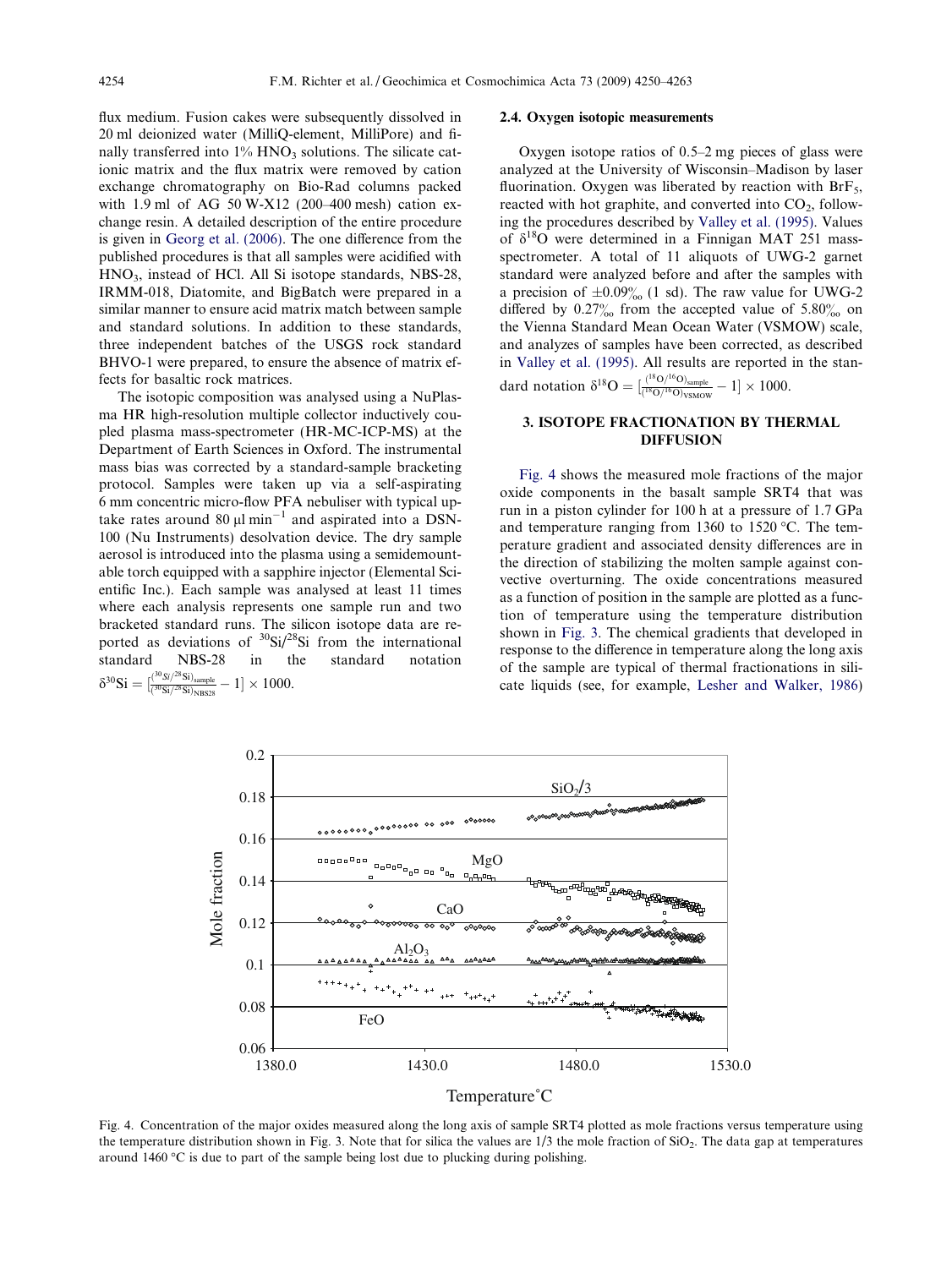flux medium. Fusion cakes were subsequently dissolved in 20 ml deionized water (MilliQ-element, MilliPore) and finally transferred into 1% $HNO_3$ solutions. The silicate cationic matrix and the flux matrix were removed by cation exchange chromatography on Bio-Rad columns packed with 1.9 ml of AG 50 W-X12 (200–400 mesh) cation exchange resin. A detailed description of the entire procedure is given in Georg et al. (2006). The one difference from the published procedures is that all samples were acidified with $HNO_3$, instead of HCl. All Si isotope standards, NBS-28, IRMM-018, Diatomite, and BigBatch were prepared in a similar manner to ensure acid matrix match between sample and standard solutions. In addition to these standards, three independent batches of the USGS rock standard BHVO-1 were prepared, to ensure the absence of matrix effects for basaltic rock matrices.

The isotopic composition was analysed using a NuPlasma HR high-resolution multiple collector inductively coupled plasma mass-spectrometer (HR-MC-ICP-MS) at the Department of Earth Sciences in Oxford. The instrumental mass bias was corrected by a standard-sample bracketing protocol. Samples were taken up via a self-aspirating 6 mm concentric micro-flow PFA nebuliser with typical uptake rates around 80 μl $min^{-1}$ and aspirated into a DSN-100 (Nu Instruments) desolvation device. The dry sample aerosol is introduced into the plasma using a semidemountable torch equipped with a sapphire injector (Elemental Scientific Inc.). Each sample was analysed at least 11 times where each analysis represents one sample run and two bracketed standard runs. The silicon isotope data are reported as deviations of $^{30}Si/^{28}Si$ from the international standard NBS-28 in the standard notation $\delta^{30}Si = [\frac{(^{30}Si/^{28}Si)_{sample}}{(^{30}Si/^{28}Si)_{NBS28}} - 1] \times 1000$.

### 2.4. Oxygen isotopic measurements

Oxygen isotope ratios of 0.5–2 mg pieces of glass were analyzed at the University of Wisconsin–Madison by laser fluorination. Oxygen was liberated by reaction with $BrF_5$, reacted with hot graphite, and converted into $CO_2$, following the procedures described by Valley et al. (1995). Values of $\delta^{18}O$ were determined in a Finnigan MAT 251 mass-spectrometer. A total of 11 aliquots of UWG-2 garnet standard were analyzed before and after the samples with a precision of ±0.09‰ (1 sd). The raw value for UWG-2 differed by 0.27‰ from the accepted value of 5.80‰ on the Vienna Standard Mean Ocean Water (VSMOW) scale, and analyzes of samples have been corrected, as described in Valley et al. (1995). All results are reported in the standard notation $\delta^{18}O = [\frac{(^{18}O/^{16}O)_{sample}}{(^{18}O/^{16}O)_{VSMOW}} - 1] \times 1000$.

## 3. ISOTOPE FRACTIONATION BY THERMAL DIFFUSION

Fig. 4 shows the measured mole fractions of the major oxide components in the basalt sample SRT4 that was run in a piston cylinder for 100 h at a pressure of 1.7 GPa and temperature ranging from 1360 to 1520 °C. The temperature gradient and associated density differences are in the direction of stabilizing the molten sample against convective overturning. The oxide concentrations measured as a function of position in the sample are plotted as a function of temperature using the temperature distribution shown in Fig. 3. The chemical gradients that developed in response to the difference in temperature along the long axis of the sample are typical of thermal fractionations in silicate liquids (see, for example, Lesher and Walker, 1986)

Fig. 4. Concentration of the major oxides measured along the long axis of sample SRT4 plotted as mole fractions versus temperature using the temperature distribution shown in Fig. 3. Note that for silica the values are 1/3 the mole fraction of $SiO_2$. The data gap at temperatures around 1460 °C is due to part of the sample being lost due to plucking during polishing.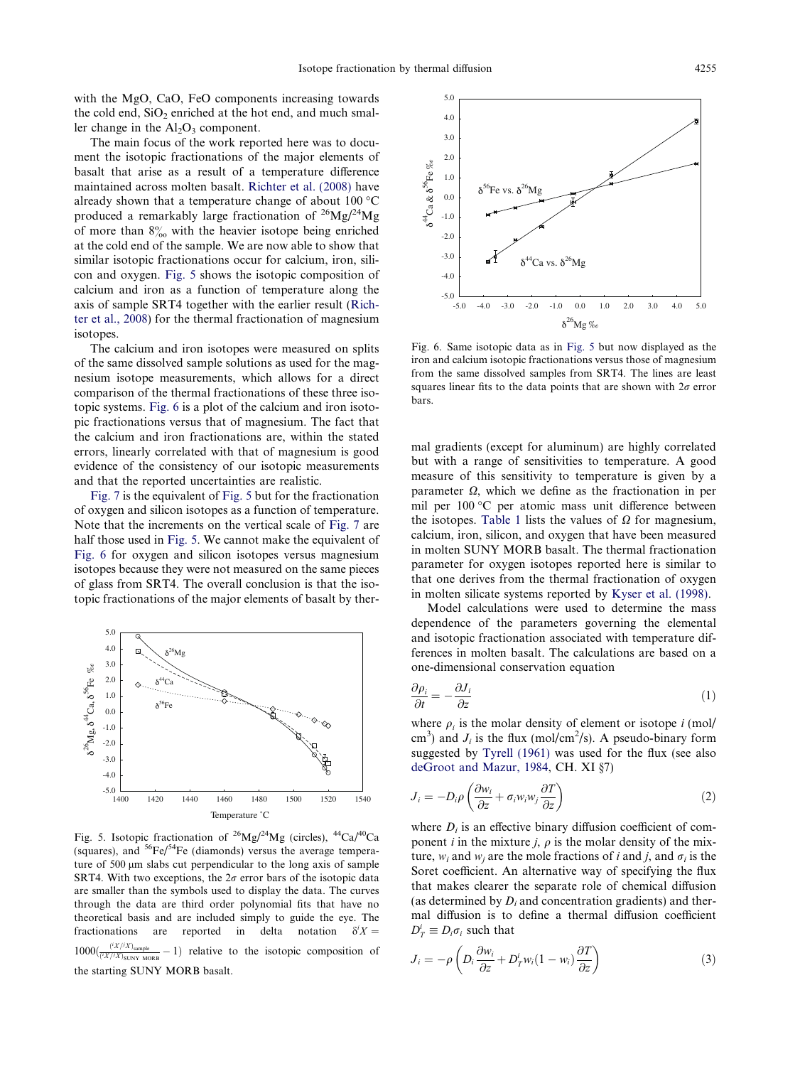with the MgO, CaO, FeO components increasing towards the cold end, $SiO_2$ enriched at the hot end, and much smaller change in the $Al_2O_3$ component.

The main focus of the work reported here was to document the isotopic fractionations of the major elements of basalt that arise as a result of a temperature difference maintained across molten basalt. Richter et al. (2008) have already shown that a temperature change of about 100 °C produced a remarkably large fractionation of $^{26}Mg/^{24}Mg$ of more than 8‰ with the heavier isotope being enriched at the cold end of the sample. We are now able to show that similar isotopic fractionations occur for calcium, iron, silicon and oxygen. Fig. 5 shows the isotopic composition of calcium and iron as a function of temperature along the axis of sample SRT4 together with the earlier result (Richter et al., 2008) for the thermal fractionation of magnesium isotopes.

The calcium and iron isotopes were measured on splits of the same dissolved sample solutions as used for the magnesium isotope measurements, which allows for a direct comparison of the thermal fractionations of these three isotopic systems. Fig. 6 is a plot of the calcium and iron isotopic fractionations versus that of magnesium. The fact that the calcium and iron fractionations are, within the stated errors, linearly correlated with that of magnesium is good evidence of the consistency of our isotopic measurements and that the reported uncertainties are realistic.

Fig. 7 is the equivalent of Fig. 5 but for the fractionation of oxygen and silicon isotopes as a function of temperature. Note that the increments on the vertical scale of Fig. 7 are half those used in Fig. 5. We cannot make the equivalent of Fig. 6 for oxygen and silicon isotopes versus magnesium isotopes because they were not measured on the same pieces of glass from SRT4. The overall conclusion is that the isotopic fractionations of the major elements of basalt by thermal gradients (except for aluminum) are highly correlated but with a range of sensitivities to temperature. A good measure of this sensitivity to temperature is given by a parameter $\Omega$, which we define as the fractionation in per mil per 100 °C per atomic mass unit difference between the isotopes. Table 1 lists the values of $\Omega$ for magnesium, calcium, iron, silicon, and oxygen that have been measured in molten SUNY MORB basalt. The thermal fractionation parameter for oxygen isotopes reported here is similar to that one derives from the thermal fractionation of oxygen in molten silicate systems reported by Kyser et al. (1998).

Fig. 5. Isotopic fractionation of $^{26}Mg/^{24}Mg$ (circles), $^{44}Ca/^{40}Ca$ (squares), and $^{56}Fe/^{54}Fe$ (diamonds) versus the average temperature of 500 μm slabs cut perpendicular to the long axis of sample SRT4. With two exceptions, the 2σ error bars of the isotopic data are smaller than the symbols used to display the data. The curves through the data are third order polynomial fits that have no theoretical basis and are included simply to guide the eye. The fractionations are reported in delta notation $\delta^{i}X = 1000\left(\frac{(^{i}X/^{j}X)_{\text{sample}}}{(^{i}X/^{j}X)_{\text{SUNY MORB}}} - 1\right)$ relative to the isotopic composition of the starting SUNY MORB basalt.

Fig. 6. Same isotopic data as in Fig. 5 but now displayed as the iron and calcium isotopic fractionations versus those of magnesium from the same dissolved samples from SRT4. The lines are least squares linear fits to the data points that are shown with 2σ error bars.

Model calculations were used to determine the mass dependence of the parameters governing the elemental and isotopic fractionation associated with temperature differences in molten basalt. The calculations are based on a one-dimensional conservation equation

$$\frac{\partial \rho_i}{\partial t} = -\frac{\partial J_i}{\partial z} \tag{1}$$

where $\rho_i$ is the molar density of element or isotope $i$ (mol/cm$^3$) and $J_i$ is the flux (mol/cm$^2$/s). A pseudo-binary form suggested by Tyrell (1961) was used for the flux (see also deGroot and Mazur, 1984, CH. XI §7)

$$J_i = -D_i \rho \left( \frac{\partial w_i}{\partial z} + \sigma_i w_i w_j \frac{\partial T}{\partial z} \right) \tag{2}$$

where $D_i$ is an effective binary diffusion coefficient of component $i$ in the mixture $j$, $\rho$ is the molar density of the mixture, $w_i$ and $w_j$ are the mole fractions of $i$ and $j$, and $\sigma_i$ is the Soret coefficient. An alternative way of specifying the flux that makes clearer the separate role of chemical diffusion (as determined by $D_i$ and concentration gradients) and thermal diffusion is to define a thermal diffusion coefficient $D_T^i \equiv D_i \sigma_i$ such that

$$J_i = -\rho \left( D_i \frac{\partial w_i}{\partial z} + D_T^i w_i (1 - w_i) \frac{\partial T}{\partial z} \right) \tag{3}$$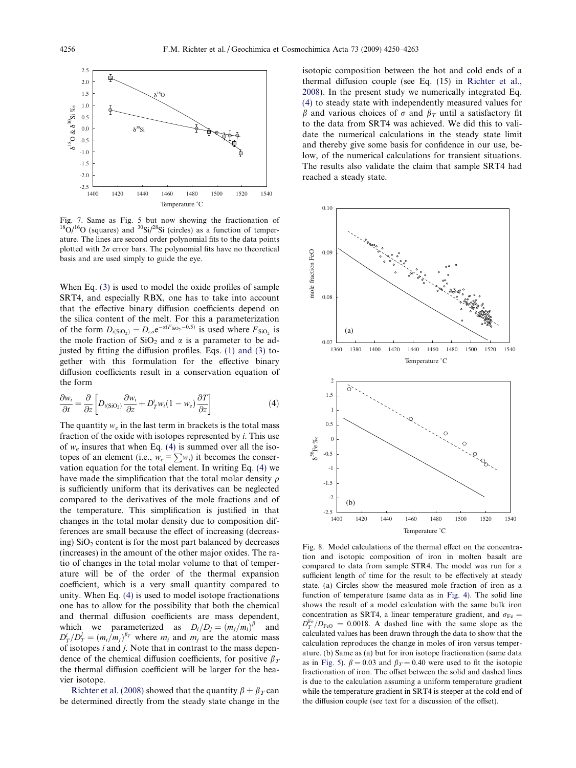Fig. 7. Same as Fig. 5 but now showing the fractionation of $^{18}O/^{16}O$ (squares) and $^{30}Si/^{28}Si$ (circles) as a function of temperature. The lines are second order polynomial fits to the data points plotted with $2\sigma$ error bars. The polynomial fits have no theoretical basis and are used simply to guide the eye.

When Eq. (3) is used to model the oxide profiles of sample SRT4, and especially RBX, one has to take into account that the effective binary diffusion coefficients depend on the silica content of the melt. For this a parameterization of the form $D_{i(SiO_2)} = D_{i,o}e^{-\alpha(F_{SiO_2}-0.5)}$ is used where $F_{SiO_2}$ is the mole fraction of $SiO_2$ and $\alpha$ is a parameter to be adjusted by fitting the diffusion profiles. Eqs. (1) and (3) together with this formulation for the effective binary diffusion coefficients result in a conservation equation of the form

$$\frac{\partial w_i}{\partial t} = \frac{\partial}{\partial z}\left[D_{i(SiO_2)}\frac{\partial w_i}{\partial z} + D_T^i w_i(1-w_e)\frac{\partial T}{\partial z}\right] \tag{4}$$

The quantity $w_e$ in the last term in brackets is the total mass fraction of the oxide with isotopes represented by $i$. This use of $w_e$ insures that when Eq. (4) is summed over all the isotopes of an element (i.e., $w_e = \sum w_i$) it becomes the conservation equation for the total element. In writing Eq. (4) we have made the simplification that the total molar density $\rho$ is sufficiently uniform that its derivatives can be neglected compared to the derivatives of the mole fractions and of the temperature. This simplification is justified in that changes in the total molar density due to composition differences are small because the effect of increasing (decreasing) $SiO_2$ content is for the most part balanced by decreases (increases) in the amount of the other major oxides. The ratio of changes in the total molar volume to that of temperature will be of the order of the thermal expansion coefficient, which is a very small quantity compared to unity. When Eq. (4) is used to model isotope fractionations one has to allow for the possibility that both the chemical and thermal diffusion coefficients are mass dependent, which we parameterized as $D_i/D_j = (m_j/m_i)^{\beta}$ and $D_T^i/D_T^j = (m_i/m_j)^{\beta_T}$ where $m_i$ and $m_j$ are the atomic mass of isotopes $i$ and $j$. Note that in contrast to the mass dependence of the chemical diffusion coefficients, for positive $\beta_T$ the thermal diffusion coefficient will be larger for the heavier isotope.

Richter et al. (2008) showed that the quantity $\beta + \beta_T$ can be determined directly from the steady state change in the isotopic composition between the hot and cold ends of a thermal diffusion couple (see Eq. (15) in Richter et al., 2008). In the present study we numerically integrated Eq. (4) to steady state with independently measured values for $\beta$ and various choices of $\sigma$ and $\beta_T$ until a satisfactory fit to the data from SRT4 was achieved. We did this to validate the numerical calculations in the steady state limit and thereby give some basis for confidence in our use, below, of the numerical calculations for transient situations. The results also validate the claim that sample SRT4 had reached a steady state.

Fig. 8. Model calculations of the thermal effect on the concentration and isotopic composition of iron in molten basalt are compared to data from sample STR4. The model was run for a sufficient length of time for the result to be effectively at steady state. (a) Circles show the measured mole fraction of iron as a function of temperature (same data as in Fig. 4). The solid line shows the result of a model calculation with the same bulk iron concentration as SRT4, a linear temperature gradient, and $\sigma_{Fe} = D_T^{Fe}/D_{FeO} = 0.0018$. A dashed line with the same slope as the calculated values has been drawn through the data to show that the calculation reproduces the change in moles of iron versus temperature. (b) Same as (a) but for iron isotope fractionation (same data as in Fig. 5). $\beta = 0.03$ and $\beta_T = 0.40$ were used to fit the isotopic fractionation of iron. The offset between the solid and dashed lines is due to the calculation assuming a uniform temperature gradient while the temperature gradient in SRT4 is steeper at the cold end of the diffusion couple (see text for a discussion of the offset).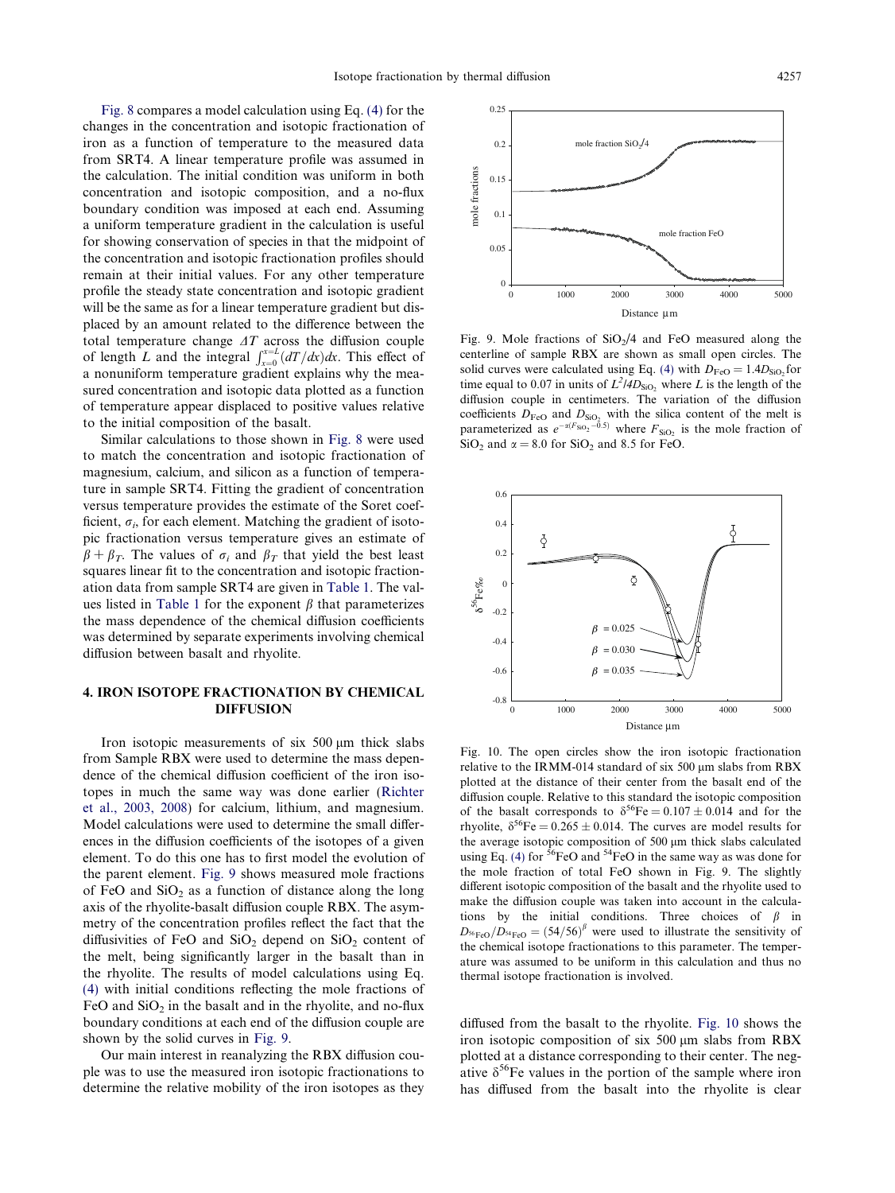Fig. 8 compares a model calculation using Eq. (4) for the changes in the concentration and isotopic fractionation of iron as a function of temperature to the measured data from SRT4. A linear temperature profile was assumed in the calculation. The initial condition was uniform in both concentration and isotopic composition, and a no-flux boundary condition was imposed at each end. Assuming a uniform temperature gradient in the calculation is useful for showing conservation of species in that the midpoint of the concentration and isotopic fractionation profiles should remain at their initial values. For any other temperature profile the steady state concentration and isotopic gradient will be the same as for a linear temperature gradient but displaced by an amount related to the difference between the total temperature change $\Delta T$ across the diffusion couple of length $L$ and the integral $\int_{x=0}^{x=L}(dT/dx)dx$. This effect of a nonuniform temperature gradient explains why the measured concentration and isotopic data plotted as a function of temperature appear displaced to positive values relative to the initial composition of the basalt.

Similar calculations to those shown in Fig. 8 were used to match the concentration and isotopic fractionation of magnesium, calcium, and silicon as a function of temperature in sample SRT4. Fitting the gradient of concentration versus temperature provides the estimate of the Soret coefficient, $\sigma_i$, for each element. Matching the gradient of isotopic fractionation versus temperature gives an estimate of $\beta + \beta_T$. The values of $\sigma_i$ and $\beta_T$ that yield the best least squares linear fit to the concentration and isotopic fractionation data from sample SRT4 are given in Table 1. The values listed in Table 1 for the exponent $\beta$ that parameterizes the mass dependence of the chemical diffusion coefficients was determined by separate experiments involving chemical diffusion between basalt and rhyolite.

## 4. IRON ISOTOPE FRACTIONATION BY CHEMICAL DIFFUSION

Iron isotopic measurements of six 500 μm thick slabs from Sample RBX were used to determine the mass dependence of the chemical diffusion coefficient of the iron isotopes in much the same way was done earlier (Richter et al., 2003, 2008) for calcium, lithium, and magnesium. Model calculations were used to determine the small differences in the diffusion coefficients of the isotopes of a given element. To do this one has to first model the evolution of the parent element. Fig. 9 shows measured mole fractions of FeO and $SiO_2$ as a function of distance along the long axis of the rhyolite-basalt diffusion couple RBX. The asymmetry of the concentration profiles reflect the fact that the diffusivities of FeO and $SiO_2$ depend on $SiO_2$ content of the melt, being significantly larger in the basalt than in the rhyolite. The results of model calculations using Eq. (4) with initial conditions reflecting the mole fractions of FeO and $SiO_2$ in the basalt and in the rhyolite, and no-flux boundary conditions at each end of the diffusion couple are shown by the solid curves in Fig. 9.

Our main interest in reanalyzing the RBX diffusion couple was to use the measured iron isotopic fractionations to determine the relative mobility of the iron isotopes as they diffused from the basalt to the rhyolite. Fig. 10 shows the iron isotopic composition of six 500 μm slabs from RBX plotted at a distance corresponding to their center. The negative $\delta^{56}$Fe values in the portion of the sample where iron has diffused from the basalt into the rhyolite is clear

Fig. 9. Mole fractions of $SiO_2/4$ and FeO measured along the centerline of sample RBX are shown as small open circles. The solid curves were calculated using Eq. (4) with $D_{FeO} = 1.4D_{SiO_2}$ for time equal to 0.07 in units of $L^2/4D_{SiO_2}$ where $L$ is the length of the diffusion couple in centimeters. The variation of the diffusion coefficients $D_{FeO}$ and $D_{SiO_2}$ with the silica content of the melt is parameterized as $e^{-\alpha(F_{SiO_2}-0.5)}$ where $F_{SiO_2}$ is the mole fraction of $SiO_2$ and $\alpha = 8.0$ for $SiO_2$ and 8.5 for FeO.

Fig. 10. The open circles show the iron isotopic fractionation relative to the IRMM-014 standard of six 500 μm slabs from RBX plotted at the distance of their center from the basalt end of the diffusion couple. Relative to this standard the isotopic composition of the basalt corresponds to $\delta^{56}Fe = 0.107 \pm 0.014$ and for the rhyolite, $\delta^{56}Fe = 0.265 \pm 0.014$. The curves are model results for the average isotopic composition of 500 μm thick slabs calculated using Eq. (4) for $^{56}$FeO and $^{54}$FeO in the same way as was done for the mole fraction of total FeO shown in Fig. 9. The slightly different isotopic composition of the basalt and the rhyolite used to make the diffusion couple was taken into account in the calculations by the initial conditions. Three choices of $\beta$ in $D_{^{56}FeO}/D_{^{54}FeO} = (54/56)^{\beta}$ were used to illustrate the sensitivity of the chemical isotope fractionations to this parameter. The temperature was assumed to be uniform in this calculation and thus no thermal isotope fractionation is involved.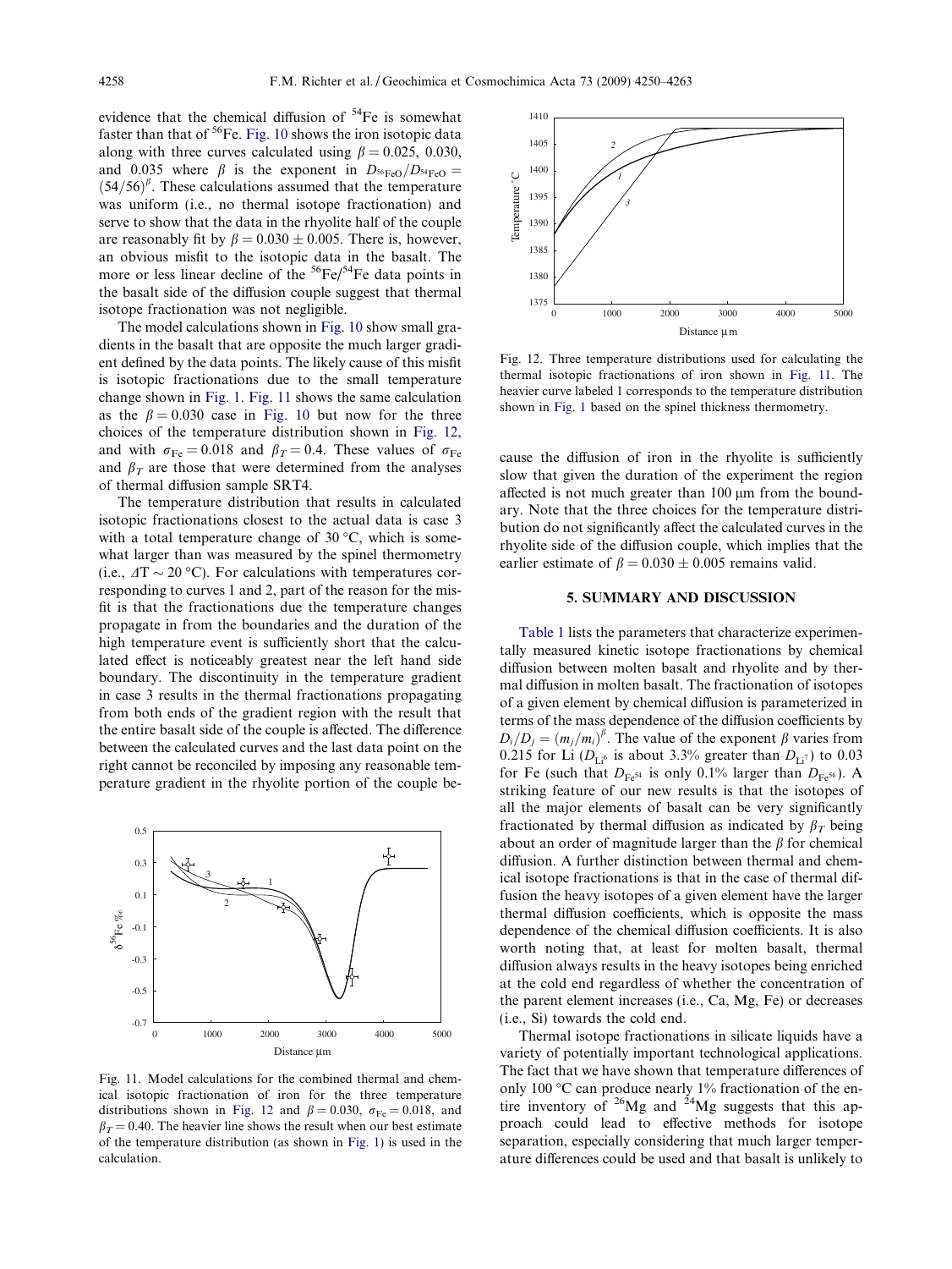evidence that the chemical diffusion of $^{54}$Fe is somewhat faster than that of $^{56}$Fe. Fig. 10 shows the iron isotopic data along with three curves calculated using $\beta = 0.025$, 0.030, and 0.035 where $\beta$ is the exponent in $D_{^{56}FeO}/D_{^{54}FeO} = (54/56)^{\beta}$. These calculations assumed that the temperature was uniform (i.e., no thermal isotope fractionation) and serve to show that the data in the rhyolite half of the couple are reasonably fit by $\beta = 0.030 \pm 0.005$. There is, however, an obvious misfit to the isotopic data in the basalt. The more or less linear decline of the $^{56}$Fe/$^{54}$Fe data points in the basalt side of the diffusion couple suggest that thermal isotope fractionation was not negligible.

The model calculations shown in Fig. 10 show small gradients in the basalt that are opposite the much larger gradient defined by the data points. The likely cause of this misfit is isotopic fractionations due to the small temperature change shown in Fig. 1. Fig. 11 shows the same calculation as the $\beta = 0.030$ case in Fig. 10 but now for the three choices of the temperature distribution shown in Fig. 12, and with $\sigma_{Fe} = 0.018$ and $\beta_T = 0.4$. These values of $\sigma_{Fe}$ and $\beta_T$ are those that were determined from the analyses of thermal diffusion sample SRT4.

The temperature distribution that results in calculated isotopic fractionations closest to the actual data is case 3 with a total temperature change of 30 °C, which is somewhat larger than was measured by the spinel thermometry (i.e., $\Delta T \sim 20$ °C). For calculations with temperatures corresponding to curves 1 and 2, part of the reason for the misfit is that the fractionations due the temperature changes propagate in from the boundaries and the duration of the high temperature event is sufficiently short that the calculated effect is noticeably greatest near the left hand side boundary. The discontinuity in the temperature gradient in case 3 results in the thermal fractionations propagating from both ends of the gradient region with the result that the entire basalt side of the couple is affected. The difference between the calculated curves and the last data point on the right cannot be reconciled by imposing any reasonable temperature gradient in the rhyolite portion of the couple because the diffusion of iron in the rhyolite is sufficiently slow that given the duration of the experiment the region affected is not much greater than 100 μm from the boundary. Note that the three choices for the temperature distribution do not significantly affect the calculated curves in the rhyolite side of the diffusion couple, which implies that the earlier estimate of $\beta = 0.030 \pm 0.005$ remains valid.

Fig. 11. Model calculations for the combined thermal and chemical isotopic fractionation of iron for the three temperature distributions shown in Fig. 12 and $\beta = 0.030$, $\sigma_{Fe} = 0.018$, and $\beta_T = 0.40$. The heavier line shows the result when our best estimate of the temperature distribution (as shown in Fig. 1) is used in the calculation.

Fig. 12. Three temperature distributions used for calculating the thermal isotopic fractionations of iron shown in Fig. 11. The heavier curve labeled 1 corresponds to the temperature distribution shown in Fig. 1 based on the spinel thickness thermometry.

## 5. SUMMARY AND DISCUSSION

Table 1 lists the parameters that characterize experimentally measured kinetic isotope fractionations by chemical diffusion between molten basalt and rhyolite and by thermal diffusion in molten basalt. The fractionation of isotopes of a given element by chemical diffusion is parameterized in terms of the mass dependence of the diffusion coefficients by $D_i/D_j = (m_j/m_i)^{\beta}$. The value of the exponent $\beta$ varies from 0.215 for Li ($D_{Li^6}$ is about 3.3% greater than $D_{Li^7}$) to 0.03 for Fe (such that $D_{Fe^{54}}$ is only 0.1% larger than $D_{Fe^{56}}$). A striking feature of our new results is that the isotopes of all the major elements of basalt can be very significantly fractionated by thermal diffusion as indicated by $\beta_T$ being about an order of magnitude larger than the $\beta$ for chemical diffusion. A further distinction between thermal and chemical isotope fractionations is that in the case of thermal diffusion the heavy isotopes of a given element have the larger thermal diffusion coefficients, which is opposite the mass dependence of the chemical diffusion coefficients. It is also worth noting that, at least for molten basalt, thermal diffusion always results in the heavy isotopes being enriched at the cold end regardless of whether the concentration of the parent element increases (i.e., Ca, Mg, Fe) or decreases (i.e., Si) towards the cold end.

Thermal isotope fractionations in silicate liquids have a variety of potentially important technological applications. The fact that we have shown that temperature differences of only 100 °C can produce nearly 1% fractionation of the entire inventory of $^{26}$Mg and $^{24}$Mg suggests that this approach could lead to effective methods for isotope separation, especially considering that much larger temperature differences could be used and that basalt is unlikely to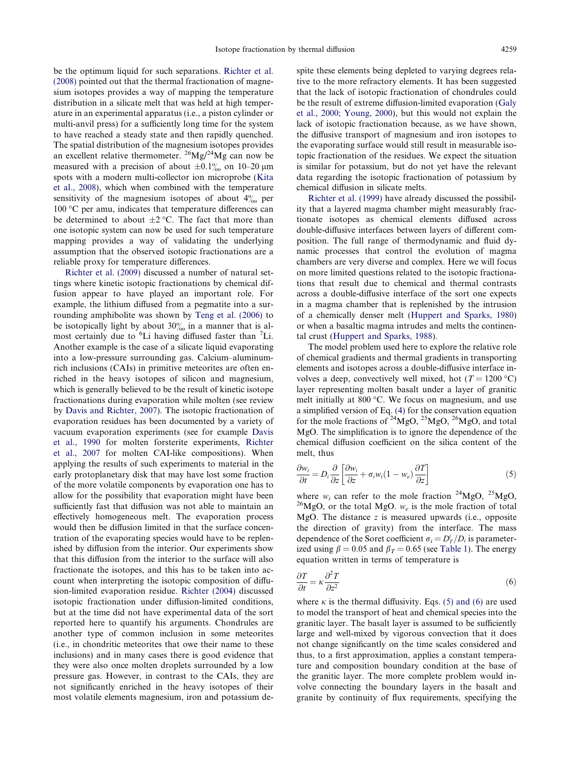be the optimum liquid for such separations. Richter et al. (2008) pointed out that the thermal fractionation of magnesium isotopes provides a way of mapping the temperature distribution in a silicate melt that was held at high temperature in an experimental apparatus (i.e., a piston cylinder or multi-anvil press) for a sufficiently long time for the system to have reached a steady state and then rapidly quenched. The spatial distribution of the magnesium isotopes provides an excellent relative thermometer. $^{26}$Mg/$^{24}$Mg can now be measured with a precision of about ±0.1‰ on 10–20 μm spots with a modern multi-collector ion microprobe (Kita et al., 2008), which when combined with the temperature sensitivity of the magnesium isotopes of about 4‰ per 100 °C per amu, indicates that temperature differences can be determined to about ±2 °C. The fact that more than one isotopic system can now be used for such temperature mapping provides a way of validating the underlying assumption that the observed isotopic fractionations are a reliable proxy for temperature differences.

Richter et al. (2009) discussed a number of natural settings where kinetic isotopic fractionations by chemical diffusion appear to have played an important role. For example, the lithium diffused from a pegmatite into a surrounding amphibolite was shown by Teng et al. (2006) to be isotopically light by about 30‰ in a manner that is almost certainly due to $^{6}$Li having diffused faster than $^{7}$Li. Another example is the case of a silicate liquid evaporating into a low-pressure surrounding gas. Calcium–aluminum-rich inclusions (CAIs) in primitive meteorites are often enriched in the heavy isotopes of silicon and magnesium, which is generally believed to be the result of kinetic isotope fractionations during evaporation while molten (see review by Davis and Richter, 2007). The isotopic fractionation of evaporation residues has been documented by a variety of vacuum evaporation experiments (see for example Davis et al., 1990 for molten forsterite experiments, Richter et al., 2007 for molten CAI-like compositions). When applying the results of such experiments to material in the early protoplanetary disk that may have lost some fraction of the more volatile components by evaporation one has to allow for the possibility that evaporation might have been sufficiently fast that diffusion was not able to maintain an effectively homogeneous melt. The evaporation process would then be diffusion limited in that the surface concentration of the evaporating species would have to be replenished by diffusion from the interior. Our experiments show that this diffusion from the interior to the surface will also fractionate the isotopes, and this has to be taken into account when interpreting the isotopic composition of diffusion-limited evaporation residue. Richter (2004) discussed isotopic fractionation under diffusion-limited conditions, but at the time did not have experimental data of the sort reported here to quantify his arguments. Chondrules are another type of common inclusion in some meteorites (i.e., in chondritic meteorites that owe their name to these inclusions) and in many cases there is good evidence that they were also once molten droplets surrounded by a low pressure gas. However, in contrast to the CAIs, they are not significantly enriched in the heavy isotopes of their most volatile elements magnesium, iron and potassium despite these elements being depleted to varying degrees relative to the more refractory elements. It has been suggested that the lack of isotopic fractionation of chondrules could be the result of extreme diffusion-limited evaporation (Galy et al., 2000; Young, 2000), but this would not explain the lack of isotopic fractionation because, as we have shown, the diffusive transport of magnesium and iron isotopes to the evaporating surface would still result in measurable isotopic fractionation of the residues. We expect the situation is similar for potassium, but do not yet have the relevant data regarding the isotopic fractionation of potassium by chemical diffusion in silicate melts.

Richter et al. (1999) have already discussed the possibility that a layered magma chamber might measurably fractionate isotopes as chemical elements diffused across double-diffusive interfaces between layers of different composition. The full range of thermodynamic and fluid dynamic processes that control the evolution of magma chambers are very diverse and complex. Here we will focus on more limited questions related to the isotopic fractionations that result due to chemical and thermal contrasts across a double-diffusive interface of the sort one expects in a magma chamber that is replenished by the intrusion of a chemically denser melt (Huppert and Sparks, 1980) or when a basaltic magma intrudes and melts the continental crust (Huppert and Sparks, 1988).

The model problem used here to explore the relative role of chemical gradients and thermal gradients in transporting elements and isotopes across a double-diffusive interface involves a deep, convectively well mixed, hot ($T = 1200$ °C) layer representing molten basalt under a layer of granitic melt initially at 800 °C. We focus on magnesium, and use a simplified version of Eq. (4) for the conservation equation for the mole fractions of $^{24}$MgO, $^{25}$MgO, $^{26}$MgO, and total MgO. The simplification is to ignore the dependence of the chemical diffusion coefficient on the silica content of the melt, thus

$$\frac{\partial w_i}{\partial t} = D_i \frac{\partial}{\partial z}\left[\frac{\partial w_i}{\partial z} + \sigma_i w_i (1 - w_e)\frac{\partial T}{\partial z}\right] \tag{5}$$

where $w_i$ can refer to the mole fraction $^{24}$MgO, $^{25}$MgO, $^{26}$MgO, or the total MgO. $w_e$ is the mole fraction of total MgO. The distance $z$ is measured upwards (i.e., opposite the direction of gravity) from the interface. The mass dependence of the Soret coefficient $\sigma_i = D_T^i/D_i$ is parameterized using $\beta = 0.05$ and $\beta_T = 0.65$ (see Table 1). The energy equation written in terms of temperature is

$$\frac{\partial T}{\partial t} = \kappa \frac{\partial^2 T}{\partial z^2} \tag{6}$$

where $\kappa$ is the thermal diffusivity. Eqs. (5) and (6) are used to model the transport of heat and chemical species into the granitic layer. The basalt layer is assumed to be sufficiently large and well-mixed by vigorous convection that it does not change significantly on the time scales considered and thus, to a first approximation, applies a constant temperature and composition boundary condition at the base of the granitic layer. The more complete problem would involve connecting the boundary layers in the basalt and granite by continuity of flux requirements, specifying the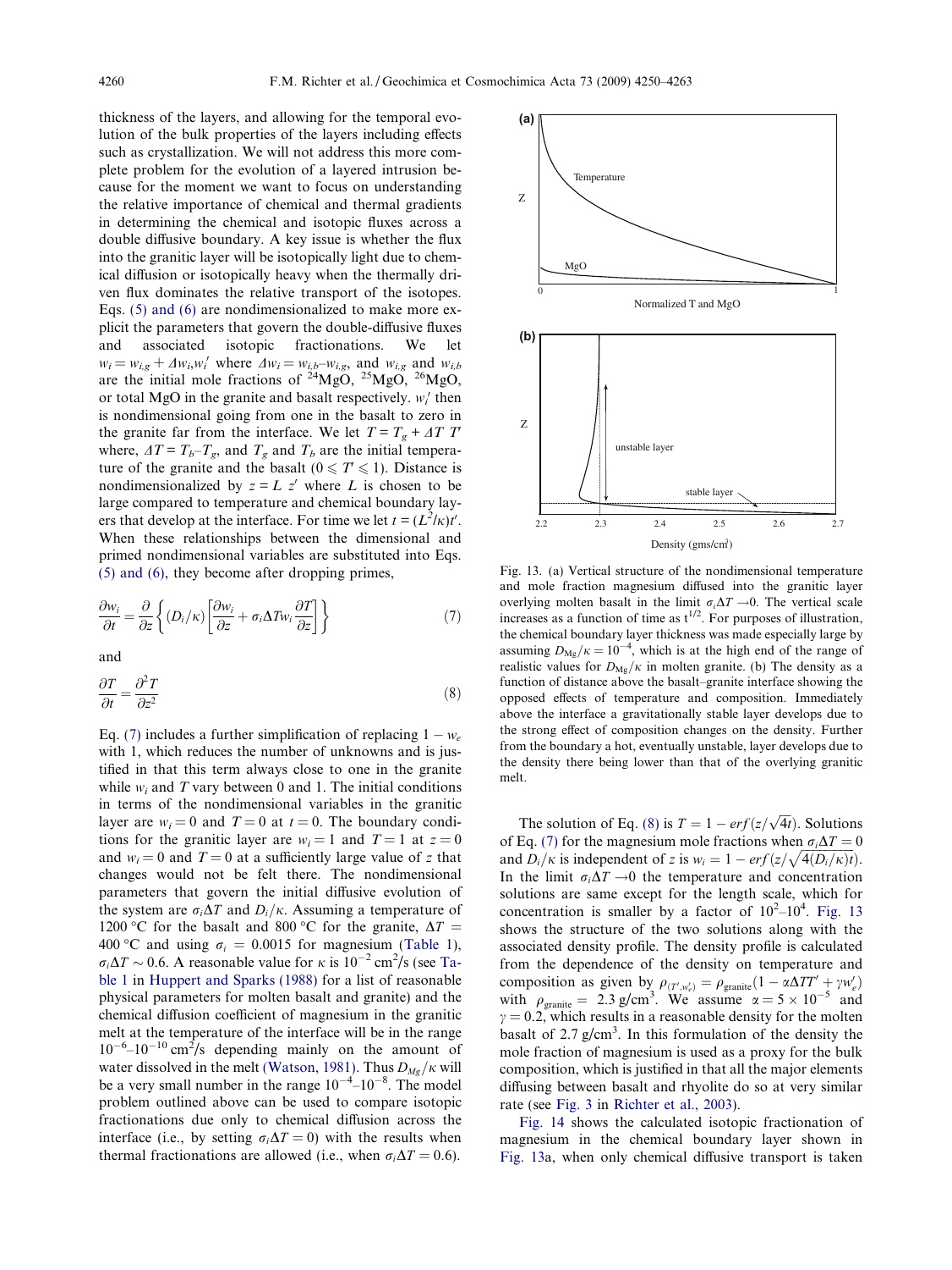thickness of the layers, and allowing for the temporal evolution of the bulk properties of the layers including effects such as crystallization. We will not address this more complete problem for the evolution of a layered intrusion because for the moment we want to focus on understanding the relative importance of chemical and thermal gradients in determining the chemical and isotopic fluxes across a double diffusive boundary. A key issue is whether the flux into the granitic layer will be isotopically light due to chemical diffusion or isotopically heavy when the thermally driven flux dominates the relative transport of the isotopes. Eqs. (5) and (6) are nondimensionalized to make more explicit the parameters that govern the double-diffusive fluxes and associated isotopic fractionations. We let $w_i = w_{i,g} + \Delta w_i w_i'$ where $\Delta w_i = w_{i,b} - w_{i,g}$, and $w_{i,g}$ and $w_{i,b}$ are the initial mole fractions of $^{24}$MgO, $^{25}$MgO, $^{26}$MgO, or total MgO in the granite and basalt respectively. $w_i'$ then is nondimensional going from one in the basalt to zero in the granite far from the interface. We let $T = T_g + \Delta T\ T'$ where, $\Delta T = T_b - T_g$, and $T_g$ and $T_b$ are the initial temperature of the granite and the basalt ($0 \leqslant T' \leqslant 1$). Distance is nondimensionalized by $z = L\ z'$ where $L$ is chosen to be large compared to temperature and chemical boundary layers that develop at the interface. For time we let $t = (L^2/\kappa)t'$. When these relationships between the dimensional and primed nondimensional variables are substituted into Eqs. (5) and (6), they become after dropping primes,

$$\frac{\partial w_i}{\partial t} = \frac{\partial}{\partial z}\left\{(D_i/\kappa)\left[\frac{\partial w_i}{\partial z} + \sigma_i \Delta T w_i \frac{\partial T}{\partial z}\right]\right\} \tag{7}$$

and

$$\frac{\partial T}{\partial t} = \frac{\partial^2 T}{\partial z^2} \tag{8}$$

Eq. (7) includes a further simplification of replacing $1 - w_e$ with 1, which reduces the number of unknowns and is justified in that this term always close to one in the granite while $w_i$ and $T$ vary between 0 and 1. The initial conditions in terms of the nondimensional variables in the granitic layer are $w_i = 0$ and $T = 0$ at $t = 0$. The boundary conditions for the granitic layer are $w_i = 1$ and $T = 1$ at $z = 0$ and $w_i = 0$ and $T = 0$ at a sufficiently large value of $z$ that changes would not be felt there. The nondimensional parameters that govern the initial diffusive evolution of the system are $\sigma_i \Delta T$ and $D_i/\kappa$. Assuming a temperature of 1200 °C for the basalt and 800 °C for the granite, $\Delta T$ = 400 °C and using $\sigma_i$ = 0.0015 for magnesium (Table 1), $\sigma_i \Delta T \sim 0.6$. A reasonable value for $\kappa$ is $10^{-2}$ cm$^2$/s (see Table 1 in Huppert and Sparks (1988) for a list of reasonable physical parameters for molten basalt and granite) and the chemical diffusion coefficient of magnesium in the granitic melt at the temperature of the interface will be in the range $10^{-6}$–$10^{-10}$ cm$^2$/s depending mainly on the amount of water dissolved in the melt (Watson, 1981). Thus $D_{Mg}/\kappa$ will be a very small number in the range $10^{-4}$–$10^{-8}$. The model problem outlined above can be used to compare isotopic fractionations due only to chemical diffusion across the interface (i.e., by setting $\sigma_i \Delta T = 0$) with the results when thermal fractionations are allowed (i.e., when $\sigma_i \Delta T = 0.6$).

Fig. 13. (a) Vertical structure of the nondimensional temperature and mole fraction magnesium diffused into the granitic layer overlying molten basalt in the limit $\sigma_i \Delta T \rightarrow 0$. The vertical scale increases as a function of time as $t^{1/2}$. For purposes of illustration, the chemical boundary layer thickness was made especially large by assuming $D_{Mg}/\kappa = 10^{-4}$, which is at the high end of the range of realistic values for $D_{Mg}/\kappa$ in molten granite. (b) The density as a function of distance above the basalt–granite interface showing the opposed effects of temperature and composition. Immediately above the interface a gravitationally stable layer develops due to the strong effect of composition changes on the density. Further from the boundary a hot, eventually unstable, layer develops due to the density there being lower than that of the overlying granitic melt.

The solution of Eq. (8) is $T = 1 - erf(z/\sqrt{4t})$. Solutions of Eq. (7) for the magnesium mole fractions when $\sigma_i \Delta T = 0$ and $D_i/\kappa$ is independent of $z$ is $w_i = 1 - erf(z/\sqrt{4(D_i/\kappa)t})$. In the limit $\sigma_i \Delta T \rightarrow 0$ the temperature and concentration solutions are same except for the length scale, which for concentration is smaller by a factor of $10^2$–$10^4$. Fig. 13 shows the structure of the two solutions along with the associated density profile. The density profile is calculated from the dependence of the density on temperature and composition as given by $\rho_{(T',w_e')} = \rho_{\text{granite}}(1 - \alpha \Delta T T' + \gamma w_e')$ with $\rho_{\text{granite}}$ = 2.3 g/cm$^3$. We assume $\alpha = 5 \times 10^{-5}$ and $\gamma = 0.2$, which results in a reasonable density for the molten basalt of 2.7 g/cm$^3$. In this formulation of the density the mole fraction of magnesium is used as a proxy for the bulk composition, which is justified in that all the major elements diffusing between basalt and rhyolite do so at very similar rate (see Fig. 3 in Richter et al., 2003).

Fig. 14 shows the calculated isotopic fractionation of magnesium in the chemical boundary layer shown in Fig. 13a, when only chemical diffusive transport is taken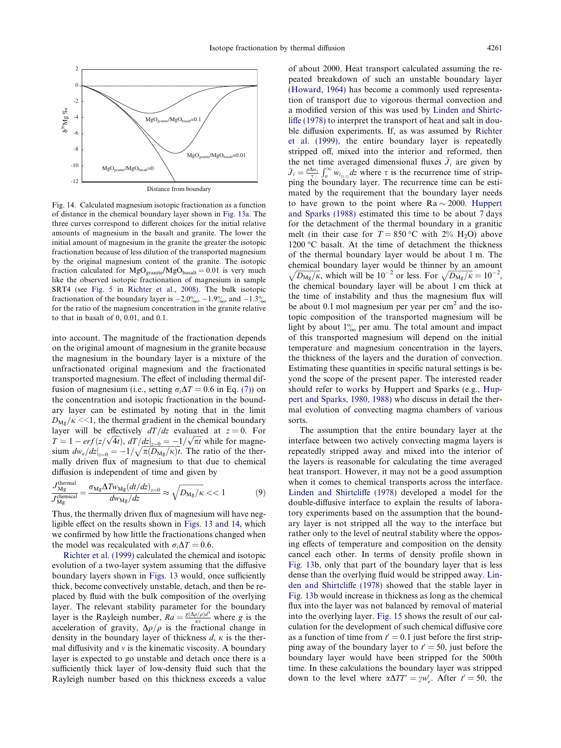Fig. 14. Calculated magnesium isotopic fractionation as a function of distance in the chemical boundary layer shown in Fig. 13a. The three curves correspond to different choices for the initial relative amounts of magnesium in the basalt and granite. The lower the initial amount of magnesium in the granite the greater the isotopic fractionation because of less dilution of the transported magnesium by the original magnesium content of the granite. The isotopic fraction calculated for $MgO_{granite}/MgO_{basalt} = 0.01$ is very much like the observed isotopic fractionation of magnesium in sample SRT4 (see Fig. 5 in Richter et al., 2008). The bulk isotopic fractionation of the boundary layer is −2.0‰, −1.9‰, and −1.3‰ for the ratio of the magnesium concentration in the granite relative to that in basalt of 0, 0.01, and 0.1.

into account. The magnitude of the fractionation depends on the original amount of magnesium in the granite because the magnesium in the boundary layer is a mixture of the unfractionated original magnesium and the fractionated transported magnesium. The effect of including thermal diffusion of magnesium (i.e., setting $\sigma_i \Delta T = 0.6$ in Eq. (7)) on the concentration and isotopic fractionation in the boundary layer can be estimated by noting that in the limit $D_{Mg}/\kappa << 1$, the thermal gradient in the chemical boundary layer will be effectively $dT/dz$ evaluated at $z = 0$. For $T = 1 - erf(z/\sqrt{4t})$, $dT/dz|_{z=0} = -1/\sqrt{\pi t}$ while for magnesium $dw_e/dz|_{z=0} = -1/\sqrt{\pi (D_{Mg}/\kappa) t}$. The ratio of the thermally driven flux of magnesium to that due to chemical diffusion is independent of time and given by

$$\frac{J_{Mg}^{thermal}}{J_{Mg}^{chemical}} = \frac{\sigma_{Mg} \Delta T w_{Mg} (dt/dz)_{z=0}}{dw_{Mg}/dz} \approx \sqrt{D_{Mg}/\kappa} << 1 \qquad (9)$$

Thus, the thermally driven flux of magnesium will have negligible effect on the results shown in Figs. 13 and 14, which we confirmed by how little the fractionations changed when the model was recalculated with $\sigma_i \Delta T = 0.6$.

Richter et al. (1999) calculated the chemical and isotopic evolution of a two-layer system assuming that the diffusive boundary layers shown in Figs. 13 would, once sufficiently thick, become convectively unstable, detach, and then be replaced by fluid with the bulk composition of the overlying layer. The relevant stability parameter for the boundary layer is the Rayleigh number, $Ra = \frac{g(\Delta\rho/\rho)d^3}{\kappa \nu}$ where $g$ is the acceleration of gravity, $\Delta\rho/\rho$ is the fractional change in density in the boundary layer of thickness $d$, $\kappa$ is the thermal diffusivity and $\nu$ is the kinematic viscosity. A boundary layer is expected to go unstable and detach once there is a sufficiently thick layer of low-density fluid such that the Rayleigh number based on this thickness exceeds a value of about 2000. Heat transport calculated assuming the repeated breakdown of such an unstable boundary layer (Howard, 1964) has become a commonly used representation of transport due to vigorous thermal convection and a modified version of this was used by Linden and Shirtcliffe (1978) to interpret the transport of heat and salt in double diffusion experiments. If, as was assumed by Richter et al. (1999), the entire boundary layer is repeatedly stripped off, mixed into the interior and reformed, then the net time averaged dimensional fluxes $\bar{J}_i$ are given by $\bar{J}_i = \frac{\rho \Delta w_i}{\tau} \int_o^\infty w_{i_{(z,\tau)}} dz$ where $\tau$ is the recurrence time of stripping the boundary layer. The recurrence time can be estimated by the requirement that the boundary layer needs to have grown to the point where Ra ~ 2000. Huppert and Sparks (1988) estimated this time to be about 7 days for the detachment of the thermal boundary in a granitic melt (in their case for $T = 850$ °C with 2% $H_2O$) above 1200 °C basalt. At the time of detachment the thickness of the thermal boundary layer would be about 1 m. The chemical boundary layer would be thinner by an amount $\sqrt{D_{Mg}/\kappa}$, which will be $10^{-2}$ or less. For $\sqrt{D_{Mg}/\kappa} = 10^{-2}$, the chemical boundary layer will be about 1 cm thick at the time of instability and thus the magnesium flux will be about 0.1 mol magnesium per year per $cm^2$ and the isotopic composition of the transported magnesium will be light by about 1‰ per amu. The total amount and impact of this transported magnesium will depend on the initial temperature and magnesium concentration in the layers, the thickness of the layers and the duration of convection. Estimating these quantities in specific natural settings is beyond the scope of the present paper. The interested reader should refer to works by Huppert and Sparks (e.g., Huppert and Sparks, 1980, 1988) who discuss in detail the thermal evolution of convecting magma chambers of various sorts.

The assumption that the entire boundary layer at the interface between two actively convecting magma layers is repeatedly stripped away and mixed into the interior of the layers is reasonable for calculating the time averaged heat transport. However, it may not be a good assumption when it comes to chemical transports across the interface. Linden and Shirtcliffe (1978) developed a model for the double-diffusive interface to explain the results of laboratory experiments based on the assumption that the boundary layer is not stripped all the way to the interface but rather only to the level of neutral stability where the opposing effects of temperature and composition on the density cancel each other. In terms of density profile shown in Fig. 13b, only that part of the boundary layer that is less dense than the overlying fluid would be stripped away. Linden and Shirtcliffe (1978) showed that the stable layer in Fig. 13b would increase in thickness as long as the chemical flux into the layer was not balanced by removal of material into the overlying layer. Fig. 15 shows the result of our calculation for the development of such chemical diffusive core as a function of time from $t' = 0.1$ just before the first stripping away of the boundary layer to $t' = 50$, just before the boundary layer would have been stripped for the 500th time. In these calculations the boundary layer was stripped down to the level where $\alpha \Delta T T' = \gamma w_e'$. After $t' = 50$, the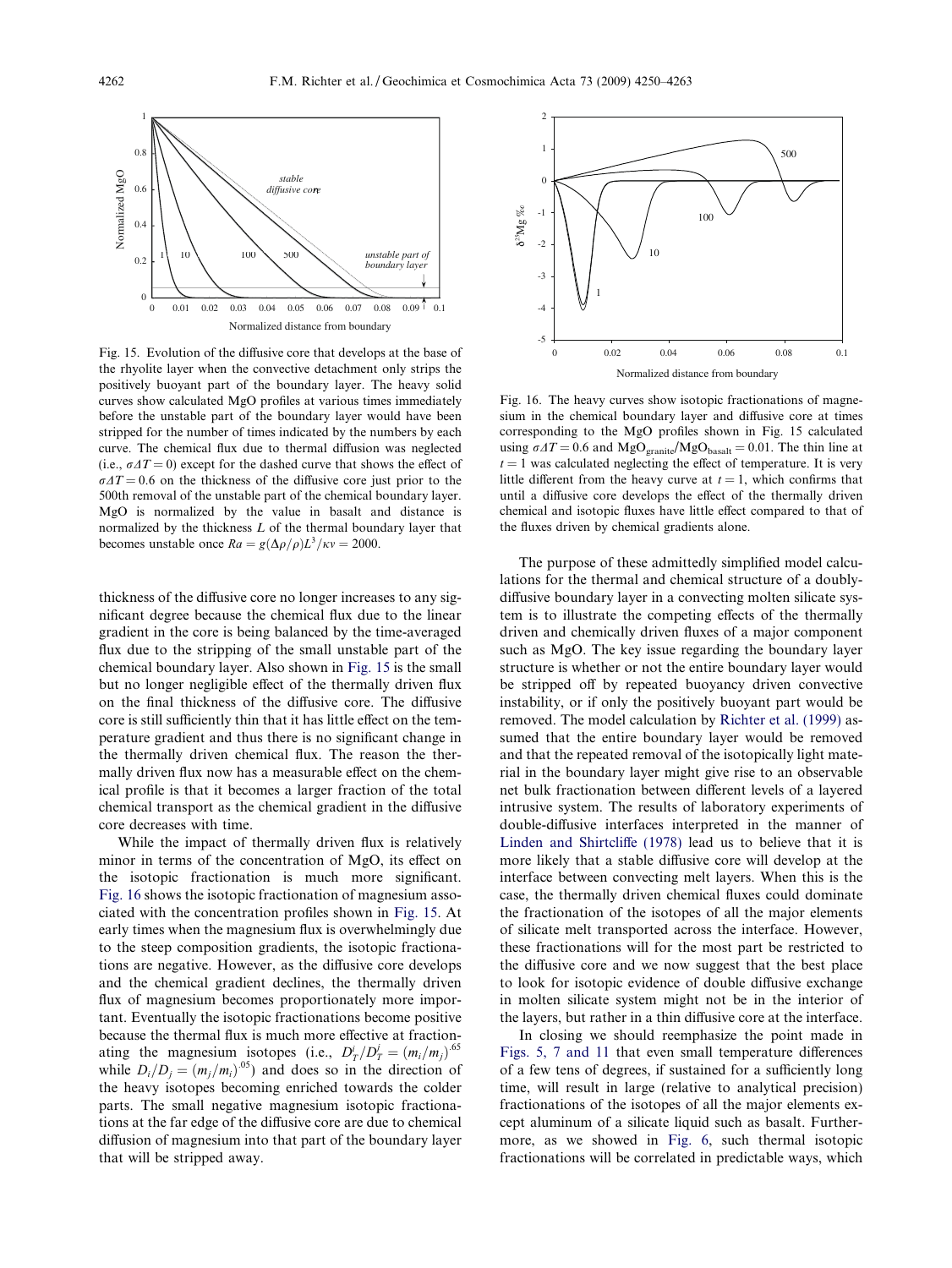Fig. 15. Evolution of the diffusive core that develops at the base of the rhyolite layer when the convective detachment only strips the positively buoyant part of the boundary layer. The heavy solid curves show calculated MgO profiles at various times immediately before the unstable part of the boundary layer would have been stripped for the number of times indicated by the numbers by each curve. The chemical flux due to thermal diffusion was neglected (i.e., $\sigma\Delta T = 0$) except for the dashed curve that shows the effect of $\sigma\Delta T = 0.6$ on the thickness of the diffusive core just prior to the 500th removal of the unstable part of the chemical boundary layer. MgO is normalized by the value in basalt and distance is normalized by the thickness $L$ of the thermal boundary layer that becomes unstable once $Ra = g(\Delta\rho/\rho)L^3/\kappa\nu = 2000$.

Fig. 16. The heavy curves show isotopic fractionations of magnesium in the chemical boundary layer and diffusive core at times corresponding to the MgO profiles shown in Fig. 15 calculated using $\sigma\Delta T = 0.6$ and $MgO_{granite}/MgO_{basalt} = 0.01$. The thin line at $t = 1$ was calculated neglecting the effect of temperature. It is very little different from the heavy curve at $t = 1$, which confirms that until a diffusive core develops the effect of the thermally driven chemical and isotopic fluxes have little effect compared to that of the fluxes driven by chemical gradients alone.

thickness of the diffusive core no longer increases to any significant degree because the chemical flux due to the linear gradient in the core is being balanced by the time-averaged flux due to the stripping of the small unstable part of the chemical boundary layer. Also shown in Fig. 15 is the small but no longer negligible effect of the thermally driven flux on the final thickness of the diffusive core. The diffusive core is still sufficiently thin that it has little effect on the temperature gradient and thus there is no significant change in the thermally driven chemical flux. The reason the thermally driven flux now has a measurable effect on the chemical profile is that it becomes a larger fraction of the total chemical transport as the chemical gradient in the diffusive core decreases with time.

While the impact of thermally driven flux is relatively minor in terms of the concentration of MgO, its effect on the isotopic fractionation is much more significant. Fig. 16 shows the isotopic fractionation of magnesium associated with the concentration profiles shown in Fig. 15. At early times when the magnesium flux is overwhelmingly due to the steep composition gradients, the isotopic fractionations are negative. However, as the diffusive core develops and the chemical gradient declines, the thermally driven flux of magnesium becomes proportionately more important. Eventually the isotopic fractionations become positive because the thermal flux is much more effective at fractionating the magnesium isotopes (i.e., $D_T^i/D_T^j = (m_i/m_j)^{.65}$ while $D_i/D_j = (m_j/m_i)^{.05}$) and does so in the direction of the heavy isotopes becoming enriched towards the colder parts. The small negative magnesium isotopic fractionations at the far edge of the diffusive core are due to chemical diffusion of magnesium into that part of the boundary layer that will be stripped away.

The purpose of these admittedly simplified model calculations for the thermal and chemical structure of a doubly-diffusive boundary layer in a convecting molten silicate system is to illustrate the competing effects of the thermally driven and chemically driven fluxes of a major component such as MgO. The key issue regarding the boundary layer structure is whether or not the entire boundary layer would be stripped off by repeated buoyancy driven convective instability, or if only the positively buoyant part would be removed. The model calculation by Richter et al. (1999) assumed that the entire boundary layer would be removed and that the repeated removal of the isotopically light material in the boundary layer might give rise to an observable net bulk fractionation between different levels of a layered intrusive system. The results of laboratory experiments of double-diffusive interfaces interpreted in the manner of Linden and Shirtcliffe (1978) lead us to believe that it is more likely that a stable diffusive core will develop at the interface between convecting melt layers. When this is the case, the thermally driven chemical fluxes could dominate the fractionation of the isotopes of all the major elements of silicate melt transported across the interface. However, these fractionations will for the most part be restricted to the diffusive core and we now suggest that the best place to look for isotopic evidence of double diffusive exchange in molten silicate system might not be in the interior of the layers, but rather in a thin diffusive core at the interface.

In closing we should reemphasize the point made in Figs. 5, 7 and 11 that even small temperature differences of a few tens of degrees, if sustained for a sufficiently long time, will result in large (relative to analytical precision) fractionations of the isotopes of all the major elements except aluminum of a silicate liquid such as basalt. Furthermore, as we showed in Fig. 6, such thermal isotopic fractionations will be correlated in predictable ways, which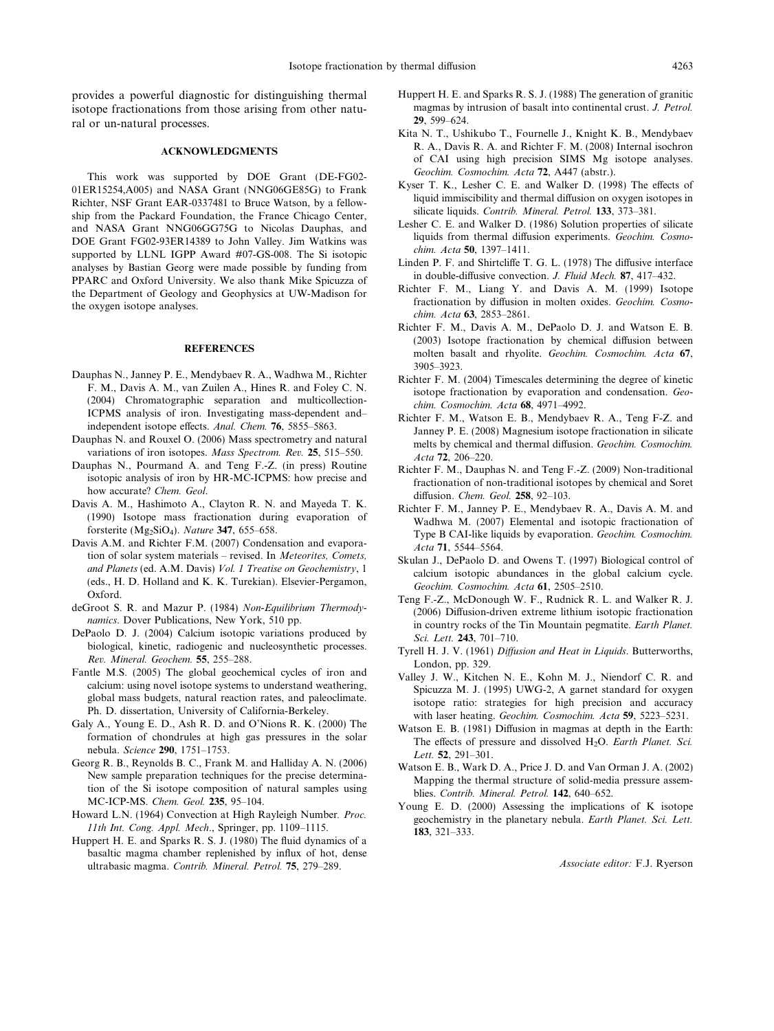provides a powerful diagnostic for distinguishing thermal isotope fractionations from those arising from other natural or un-natural processes.

## ACKNOWLEDGMENTS

This work was supported by DOE Grant (DE-FG02-01ER15254,A005) and NASA Grant (NNG06GE85G) to Frank Richter, NSF Grant EAR-0337481 to Bruce Watson, by a fellowship from the Packard Foundation, the France Chicago Center, and NASA Grant NNG06GG75G to Nicolas Dauphas, and DOE Grant FG02-93ER14389 to John Valley. Jim Watkins was supported by LLNL IGPP Award #07-GS-008. The Si isotopic analyses by Bastian Georg were made possible by funding from PPARC and Oxford University. We also thank Mike Spicuzza of the Department of Geology and Geophysics at UW-Madison for the oxygen isotope analyses.

## REFERENCES

Dauphas N., Janney P. E., Mendybaev R. A., Wadhwa M., Richter F. M., Davis A. M., van Zuilen A., Hines R. and Foley C. N. (2004) Chromatographic separation and multicollection-ICPMS analysis of iron. Investigating mass-dependent and–independent isotope effects. *Anal. Chem.* **76**, 5855–5863.

Dauphas N. and Rouxel O. (2006) Mass spectrometry and natural variations of iron isotopes. *Mass Spectrom. Rev.* **25**, 515–550.

Dauphas N., Pourmand A. and Teng F.-Z. (in press) Routine isotopic analysis of iron by HR-MC-ICPMS: how precise and how accurate? *Chem. Geol.*

Davis A. M., Hashimoto A., Clayton R. N. and Mayeda T. K. (1990) Isotope mass fractionation during evaporation of forsterite ($Mg_2SiO_4$). *Nature* **347**, 655–658.

Davis A.M. and Richter F.M. (2007) Condensation and evaporation of solar system materials – revised. In *Meteorites, Comets, and Planets* (ed. A.M. Davis) *Vol. 1 Treatise on Geochemistry*, 1 (eds., H. D. Holland and K. K. Turekian). Elsevier-Pergamon, Oxford.

deGroot S. R. and Mazur P. (1984) *Non-Equilibrium Thermodynamics*. Dover Publications, New York, 510 pp.

DePaolo D. J. (2004) Calcium isotopic variations produced by biological, kinetic, radiogenic and nucleosynthetic processes. *Rev. Mineral. Geochem.* **55**, 255–288.

Fantle M.S. (2005) The global geochemical cycles of iron and calcium: using novel isotope systems to understand weathering, global mass budgets, natural reaction rates, and paleoclimate. Ph. D. dissertation, University of California-Berkeley.

Galy A., Young E. D., Ash R. D. and O'Nions R. K. (2000) The formation of chondrules at high gas pressures in the solar nebula. *Science* **290**, 1751–1753.

Georg R. B., Reynolds B. C., Frank M. and Halliday A. N. (2006) New sample preparation techniques for the precise determination of the Si isotope composition of natural samples using MC-ICP-MS. *Chem. Geol.* **235**, 95–104.

Howard L.N. (1964) Convection at High Rayleigh Number. *Proc. 11th Int. Cong. Appl. Mech.*, Springer, pp. 1109–1115.

Huppert H. E. and Sparks R. S. J. (1980) The fluid dynamics of a basaltic magma chamber replenished by influx of hot, dense ultrabasic magma. *Contrib. Mineral. Petrol.* **75**, 279–289.

Huppert H. E. and Sparks R. S. J. (1988) The generation of granitic magmas by intrusion of basalt into continental crust. *J. Petrol.* **29**, 599–624.

Kita N. T., Ushikubo T., Fournelle J., Knight K. B., Mendybaev R. A., Davis R. A. and Richter F. M. (2008) Internal isochron of CAI using high precision SIMS Mg isotope analyses. *Geochim. Cosmochim. Acta* **72**, A447 (abstr.).

Kyser T. K., Lesher C. E. and Walker D. (1998) The effects of liquid immiscibility and thermal diffusion on oxygen isotopes in silicate liquids. *Contrib. Mineral. Petrol.* **133**, 373–381.

Lesher C. E. and Walker D. (1986) Solution properties of silicate liquids from thermal diffusion experiments. *Geochim. Cosmochim. Acta* **50**, 1397–1411.

Linden P. F. and Shirtcliffe T. G. L. (1978) The diffusive interface in double-diffusive convection. *J. Fluid Mech.* **87**, 417–432.

Richter F. M., Liang Y. and Davis A. M. (1999) Isotope fractionation by diffusion in molten oxides. *Geochim. Cosmochim. Acta* **63**, 2853–2861.

Richter F. M., Davis A. M., DePaolo D. J. and Watson E. B. (2003) Isotope fractionation by chemical diffusion between molten basalt and rhyolite. *Geochim. Cosmochim. Acta* **67**, 3905–3923.

Richter F. M. (2004) Timescales determining the degree of kinetic isotope fractionation by evaporation and condensation. *Geochim. Cosmochim. Acta* **68**, 4971–4992.

Richter F. M., Watson E. B., Mendybaev R. A., Teng F-Z. and Janney P. E. (2008) Magnesium isotope fractionation in silicate melts by chemical and thermal diffusion. *Geochim. Cosmochim. Acta* **72**, 206–220.

Richter F. M., Dauphas N. and Teng F.-Z. (2009) Non-traditional fractionation of non-traditional isotopes by chemical and Soret diffusion. *Chem. Geol.* **258**, 92–103.

Richter F. M., Janney P. E., Mendybaev R. A., Davis A. M. and Wadhwa M. (2007) Elemental and isotopic fractionation of Type B CAI-like liquids by evaporation. *Geochim. Cosmochim. Acta* **71**, 5544–5564.

Skulan J., DePaolo D. and Owens T. (1997) Biological control of calcium isotopic abundances in the global calcium cycle. *Geochim. Cosmochim. Acta* **61**, 2505–2510.

Teng F.-Z., McDonough W. F., Rudnick R. L. and Walker R. J. (2006) Diffusion-driven extreme lithium isotopic fractionation in country rocks of the Tin Mountain pegmatite. *Earth Planet. Sci. Lett.* **243**, 701–710.

Tyrell H. J. V. (1961) *Diffusion and Heat in Liquids*. Butterworths, London, pp. 329.

Valley J. W., Kitchen N. E., Kohn M. J., Niendorf C. R. and Spicuzza M. J. (1995) UWG-2, A garnet standard for oxygen isotope ratio: strategies for high precision and accuracy with laser heating. *Geochim. Cosmochim. Acta* **59**, 5223–5231.

Watson E. B. (1981) Diffusion in magmas at depth in the Earth: The effects of pressure and dissolved $H_2O$. *Earth Planet. Sci. Lett.* **52**, 291–301.

Watson E. B., Wark D. A., Price J. D. and Van Orman J. A. (2002) Mapping the thermal structure of solid-media pressure assemblies. *Contrib. Mineral. Petrol.* **142**, 640–652.

Young E. D. (2000) Assessing the implications of K isotope geochemistry in the planetary nebula. *Earth Planet. Sci. Lett.* **183**, 321–333.

*Associate editor:* F.J. Ryerson